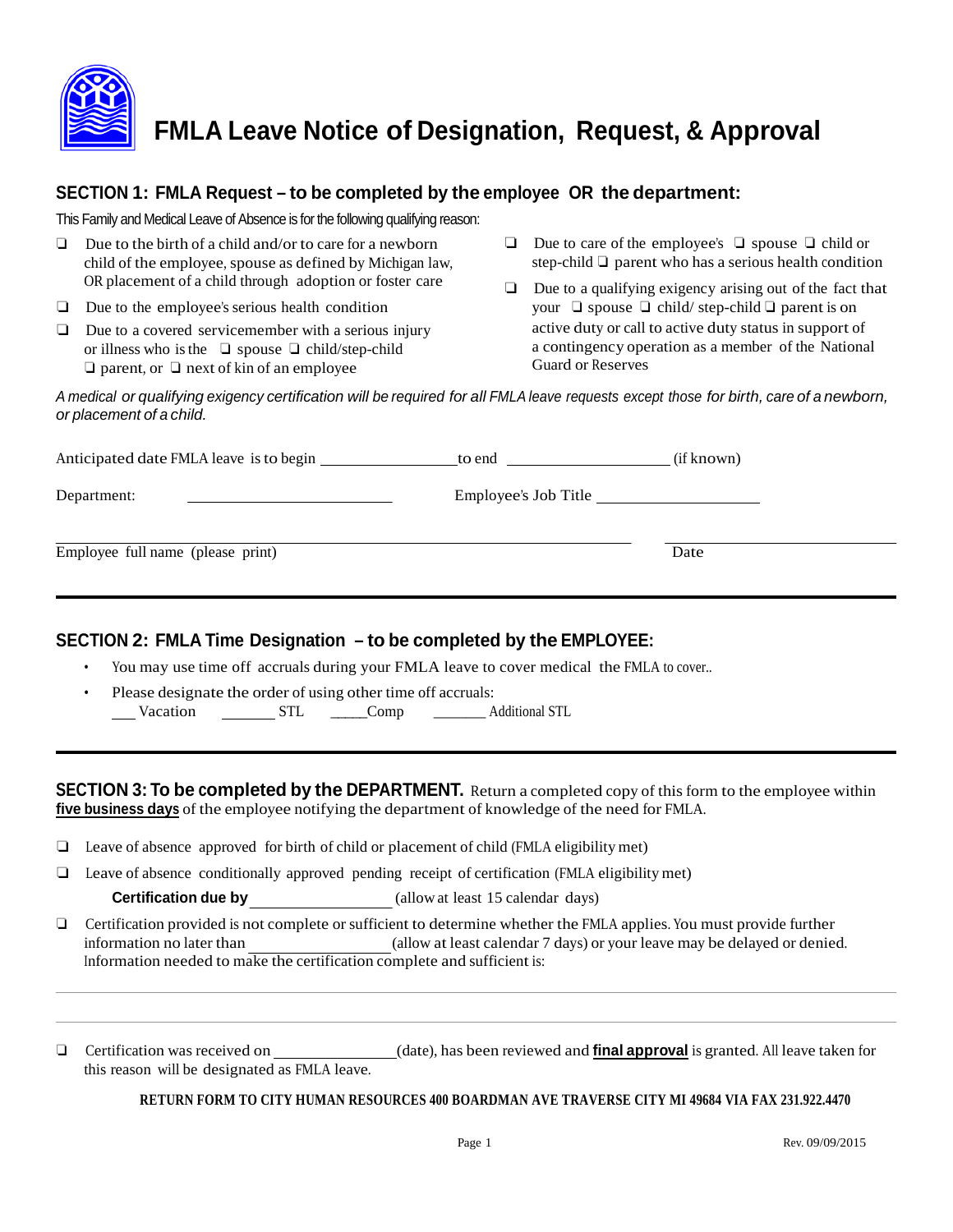# FMLA Leave Notice of Designation, Request, & Approval

## SECTION 1: FMLA Request – to be completed by the employee OR the department:

This Family and Medical Leave of Absence is for the following qualifying reason:

- ❑ Due to the birth of a child and/or to care for a newborn child of the employee, spouse as defined by Michigan law, OR placement of a child through adoption or foster care
- ❑ Due to the employee's serious health condition
- ❑ Due to a covered servicemember with a serious injury or illness who is the ❑ spouse ❑ child/step-child ❑ parent, or ❑ next of kin of an employee
- ❑ Due to care of the employee's ❑ spouse ❑ child or step-child ❑ parent who has a serious health condition
- ❑ Due to a qualifying exigency arising out of the fact that your ❑ spouse ❑ child/ step-child ❑ parent is on active duty or call to active duty status in support of a contingency operation as a member of the National Guard or Reserves

*A medical or qualifying exigency certification will be required for all FMLA leave requests except those for birth, care of a newborn, or placement of a child.*

Anticipated date FMLA leave is to begin ________________ to end ____________________ (if known)

Department: ________________________ Employee's Job Title ____________________

______________________________________________________ ____________________

Employee full name (please print) Date

## SECTION 2: FMLA Time Designation – to be completed by the EMPLOYEE:

- You may use time off accruals during your FMLA leave to cover medical the FMLA to cover..
- Please designate the order of using other time off accruals:
  ___ Vacation _______ STL _____Comp _______ Additional STL

## SECTION 3: To be completed by the DEPARTMENT.

Return a completed copy of this form to the employee within **five business days** of the employee notifying the department of knowledge of the need for FMLA.

❑ Leave of absence approved for birth of child or placement of child (FMLA eligibility met)

❑ Leave of absence conditionally approved pending receipt of certification (FMLA eligibility met)

**Certification due by** ________________ (allow at least 15 calendar days)

❑ Certification provided is not complete or sufficient to determine whether the FMLA applies. You must provide further information no later than ________________ (allow at least calendar 7 days) or your leave may be delayed or denied. Information needed to make the certification complete and sufficient is:

______________________________________________________________________

______________________________________________________________________

❑ Certification was received on ______________ (date), has been reviewed and **final approval** is granted. All leave taken for this reason will be designated as FMLA leave.

**RETURN FORM TO CITY HUMAN RESOURCES 400 BOARDMAN AVE TRAVERSE CITY MI 49684 VIA FAX 231.922.4470**

Rev. 09/09/2015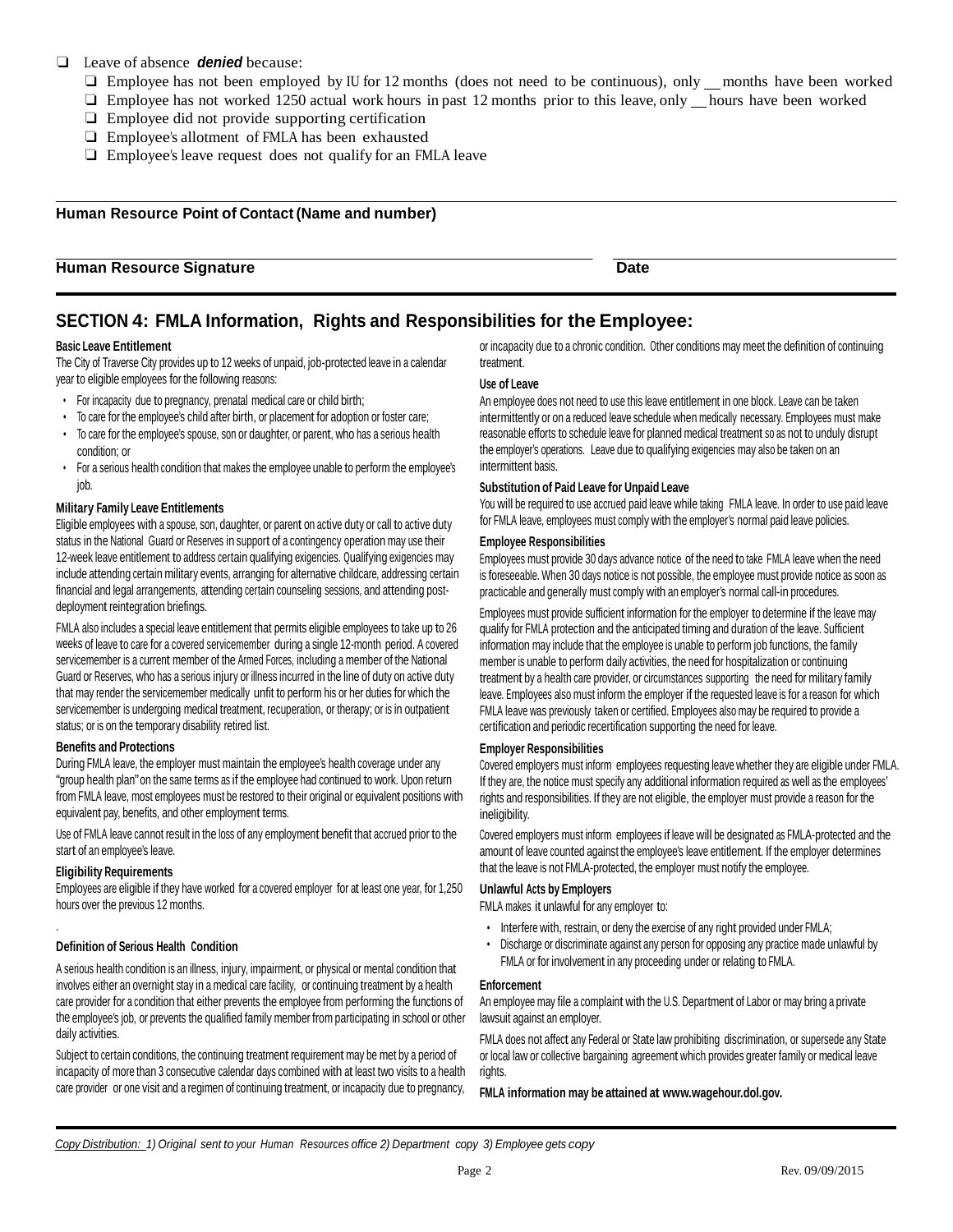- ❑ Leave of absence ***denied*** because:
  - ❑ Employee has not been employed by IU for 12 months (does not need to be continuous), only __ months have been worked
  - ❑ Employee has not worked 1250 actual work hours in past 12 months prior to this leave, only __ hours have been worked
  - ❑ Employee did not provide supporting certification
  - ❑ Employee's allotment of FMLA has been exhausted
  - ❑ Employee's leave request does not qualify for an FMLA leave

**Human Resource Point of Contact (Name and number)**

**Human Resource Signature** **Date**

## SECTION 4: FMLA Information, Rights and Responsibilities for the Employee:

**Basic Leave Entitlement**

The City of Traverse City provides up to 12 weeks of unpaid, job-protected leave in a calendar year to eligible employees for the following reasons:

- For incapacity due to pregnancy, prenatal medical care or child birth;
- To care for the employee's child after birth, or placement for adoption or foster care;
- To care for the employee's spouse, son or daughter, or parent, who has a serious health condition; or
- For a serious health condition that makes the employee unable to perform the employee's job.

**Military Family Leave Entitlements**

Eligible employees with a spouse, son, daughter, or parent on active duty or call to active duty status in the National Guard or Reserves in support of a contingency operation may use their 12-week leave entitlement to address certain qualifying exigencies. Qualifying exigencies may include attending certain military events, arranging for alternative childcare, addressing certain financial and legal arrangements, attending certain counseling sessions, and attending post-deployment reintegration briefings.

FMLA also includes a special leave entitlement that permits eligible employees to take up to 26 weeks of leave to care for a covered servicemember during a single 12-month period. A covered servicemember is a current member of the Armed Forces, including a member of the National Guard or Reserves, who has a serious injury or illness incurred in the line of duty on active duty that may render the servicemember medically unfit to perform his or her duties for which the servicemember is undergoing medical treatment, recuperation, or therapy; or is in outpatient status; or is on the temporary disability retired list.

**Benefits and Protections**

During FMLA leave, the employer must maintain the employee's health coverage under any "group health plan" on the same terms as if the employee had continued to work. Upon return from FMLA leave, most employees must be restored to their original or equivalent positions with equivalent pay, benefits, and other employment terms.

Use of FMLA leave cannot result in the loss of any employment benefit that accrued prior to the start of an employee's leave.

**Eligibility Requirements**

Employees are eligible if they have worked for a covered employer for at least one year, for 1,250 hours over the previous 12 months.

**Definition of Serious Health Condition**

A serious health condition is an illness, injury, impairment, or physical or mental condition that involves either an overnight stay in a medical care facility, or continuing treatment by a health care provider for a condition that either prevents the employee from performing the functions of the employee's job, or prevents the qualified family member from participating in school or other daily activities.

Subject to certain conditions, the continuing treatment requirement may be met by a period of incapacity of more than 3 consecutive calendar days combined with at least two visits to a health care provider or one visit and a regimen of continuing treatment, or incapacity due to pregnancy, or incapacity due to a chronic condition. Other conditions may meet the definition of continuing treatment.

**Use of Leave**

An employee does not need to use this leave entitlement in one block. Leave can be taken intermittently or on a reduced leave schedule when medically necessary. Employees must make reasonable efforts to schedule leave for planned medical treatment so as not to unduly disrupt the employer's operations. Leave due to qualifying exigencies may also be taken on an intermittent basis.

**Substitution of Paid Leave for Unpaid Leave**

You will be required to use accrued paid leave while taking FMLA leave. In order to use paid leave for FMLA leave, employees must comply with the employer's normal paid leave policies.

**Employee Responsibilities**

Employees must provide 30 days advance notice of the need to take FMLA leave when the need is foreseeable. When 30 days notice is not possible, the employee must provide notice as soon as practicable and generally must comply with an employer's normal call-in procedures.

Employees must provide sufficient information for the employer to determine if the leave may qualify for FMLA protection and the anticipated timing and duration of the leave. Sufficient information may include that the employee is unable to perform job functions, the family member is unable to perform daily activities, the need for hospitalization or continuing treatment by a health care provider, or circumstances supporting the need for military family leave. Employees also must inform the employer if the requested leave is for a reason for which FMLA leave was previously taken or certified. Employees also may be required to provide a certification and periodic recertification supporting the need for leave.

**Employer Responsibilities**

Covered employers must inform employees requesting leave whether they are eligible under FMLA. If they are, the notice must specify any additional information required as well as the employees' rights and responsibilities. If they are not eligible, the employer must provide a reason for the ineligibility.

Covered employers must inform employees if leave will be designated as FMLA-protected and the amount of leave counted against the employee's leave entitlement. If the employer determines that the leave is not FMLA-protected, the employer must notify the employee.

**Unlawful Acts by Employers**

FMLA makes it unlawful for any employer to:

- Interfere with, restrain, or deny the exercise of any right provided under FMLA;
- Discharge or discriminate against any person for opposing any practice made unlawful by FMLA or for involvement in any proceeding under or relating to FMLA.

**Enforcement**

An employee may file a complaint with the U.S. Department of Labor or may bring a private lawsuit against an employer.

FMLA does not affect any Federal or State law prohibiting discrimination, or supersede any State or local law or collective bargaining agreement which provides greater family or medical leave rights.

**FMLA information may be attained at www.wagehour.dol.gov.**

*Copy Distribution: 1) Original sent to your Human Resources office 2) Department copy 3) Employee gets copy*

Rev. 09/09/2015